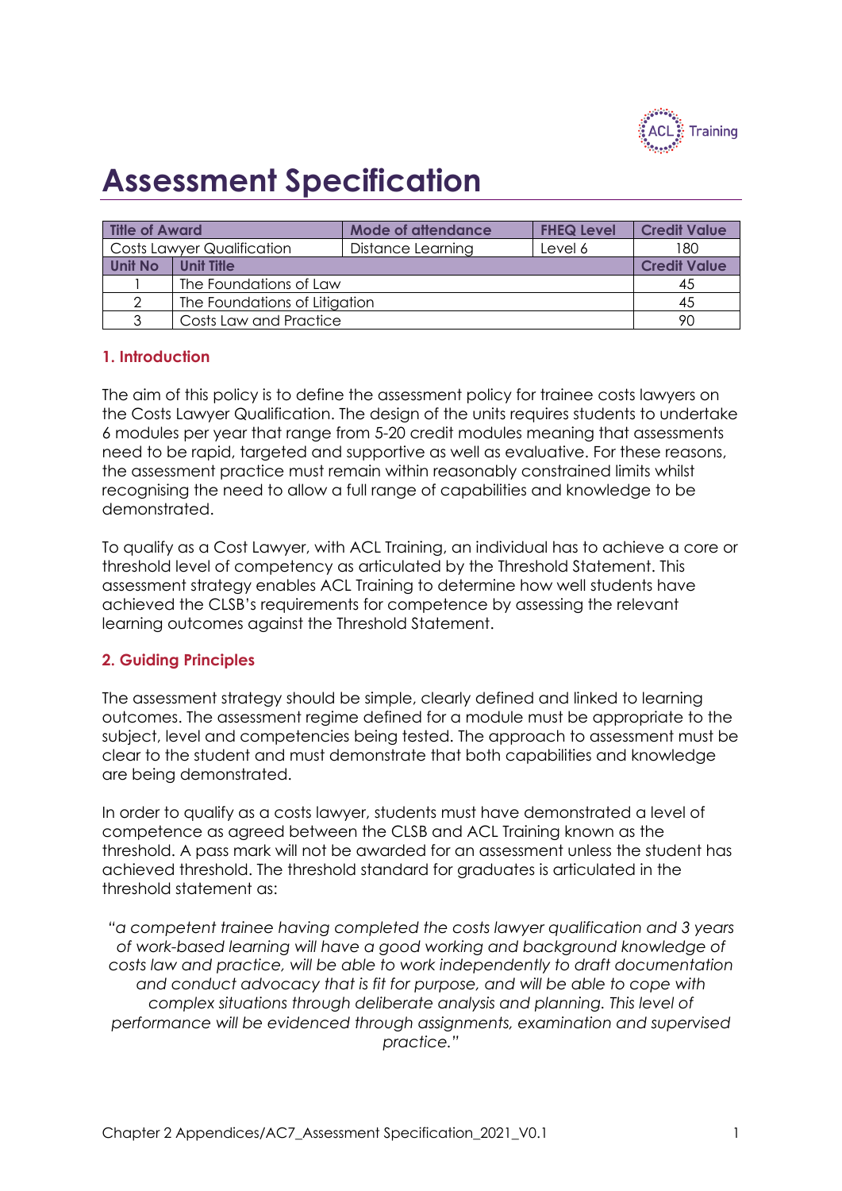# Assessment Specification

| Title of Award | | Mode of attendance | FHEQ Level | Credit Value |
|---|---|---|---|---|
| Costs Lawyer Qualification | | Distance Learning | Level 6 | 180 |
| **Unit No** | **Unit Title** | | | **Credit Value** |
| 1 | The Foundations of Law | | | 45 |
| 2 | The Foundations of Litigation | | | 45 |
| 3 | Costs Law and Practice | | | 90 |

## 1. Introduction

The aim of this policy is to define the assessment policy for trainee costs lawyers on the Costs Lawyer Qualification. The design of the units requires students to undertake 6 modules per year that range from 5-20 credit modules meaning that assessments need to be rapid, targeted and supportive as well as evaluative. For these reasons, the assessment practice must remain within reasonably constrained limits whilst recognising the need to allow a full range of capabilities and knowledge to be demonstrated.

To qualify as a Cost Lawyer, with ACL Training, an individual has to achieve a core or threshold level of competency as articulated by the Threshold Statement. This assessment strategy enables ACL Training to determine how well students have achieved the CLSB's requirements for competence by assessing the relevant learning outcomes against the Threshold Statement.

## 2. Guiding Principles

The assessment strategy should be simple, clearly defined and linked to learning outcomes. The assessment regime defined for a module must be appropriate to the subject, level and competencies being tested. The approach to assessment must be clear to the student and must demonstrate that both capabilities and knowledge are being demonstrated.

In order to qualify as a costs lawyer, students must have demonstrated a level of competence as agreed between the CLSB and ACL Training known as the threshold. A pass mark will not be awarded for an assessment unless the student has achieved threshold. The threshold standard for graduates is articulated in the threshold statement as:

*"a competent trainee having completed the costs lawyer qualification and 3 years of work-based learning will have a good working and background knowledge of costs law and practice, will be able to work independently to draft documentation and conduct advocacy that is fit for purpose, and will be able to cope with complex situations through deliberate analysis and planning. This level of performance will be evidenced through assignments, examination and supervised practice."*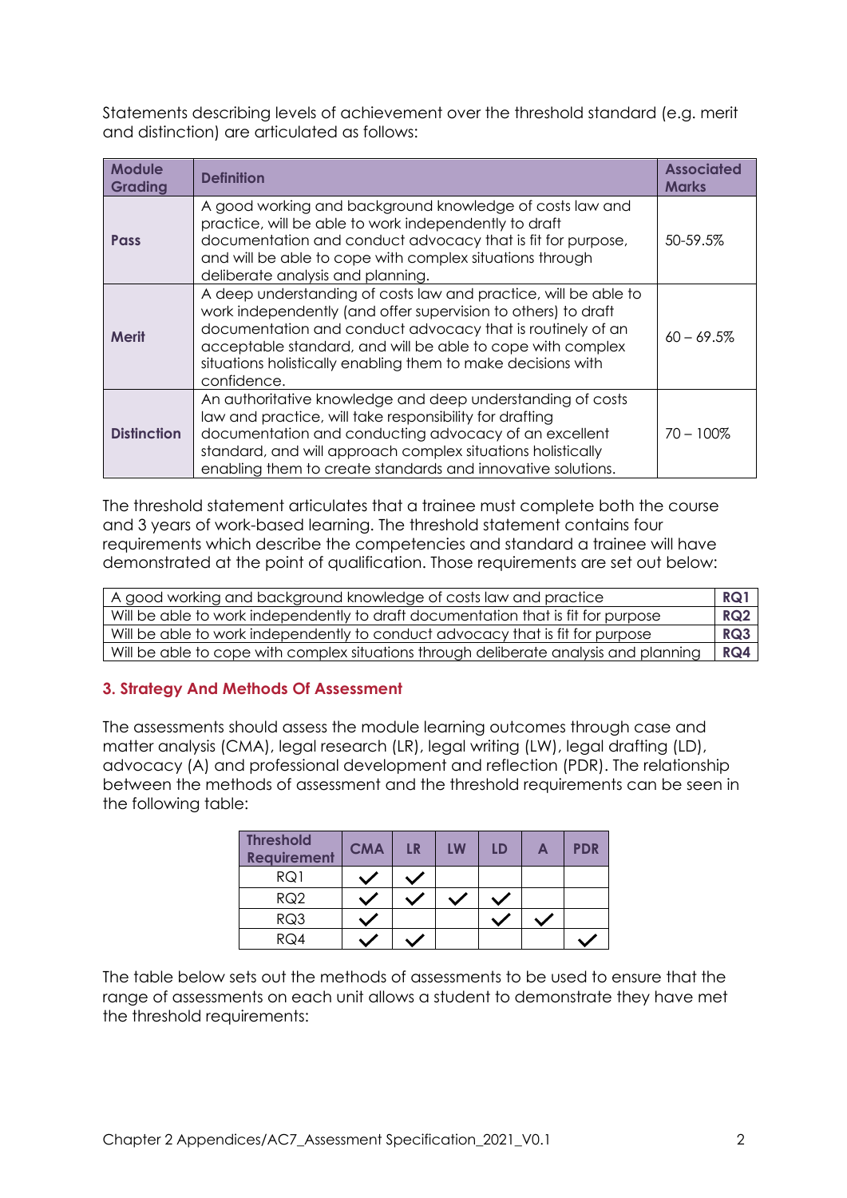Statements describing levels of achievement over the threshold standard (e.g. merit and distinction) are articulated as follows:

| Module Grading | Definition | Associated Marks |
|---|---|---|
| **Pass** | A good working and background knowledge of costs law and practice, will be able to work independently to draft documentation and conduct advocacy that is fit for purpose, and will be able to cope with complex situations through deliberate analysis and planning. | 50-59.5% |
| **Merit** | A deep understanding of costs law and practice, will be able to work independently (and offer supervision to others) to draft documentation and conduct advocacy that is routinely of an acceptable standard, and will be able to cope with complex situations holistically enabling them to make decisions with confidence. | 60 – 69.5% |
| **Distinction** | An authoritative knowledge and deep understanding of costs law and practice, will take responsibility for drafting documentation and conducting advocacy of an excellent standard, and will approach complex situations holistically enabling them to create standards and innovative solutions. | 70 – 100% |

The threshold statement articulates that a trainee must complete both the course and 3 years of work-based learning. The threshold statement contains four requirements which describe the competencies and standard a trainee will have demonstrated at the point of qualification. Those requirements are set out below:

| Requirement | |
|---|---|
| A good working and background knowledge of costs law and practice | **RQ1** |
| Will be able to work independently to draft documentation that is fit for purpose | **RQ2** |
| Will be able to work independently to conduct advocacy that is fit for purpose | **RQ3** |
| Will be able to cope with complex situations through deliberate analysis and planning | **RQ4** |

## 3. Strategy And Methods Of Assessment

The assessments should assess the module learning outcomes through case and matter analysis (CMA), legal research (LR), legal writing (LW), legal drafting (LD), advocacy (A) and professional development and reflection (PDR). The relationship between the methods of assessment and the threshold requirements can be seen in the following table:

| Threshold Requirement | CMA | LR | LW | LD | A | PDR |
|---|---|---|---|---|---|---|
| RQ1 | ✓ | ✓ | | | | |
| RQ2 | ✓ | ✓ | ✓ | ✓ | | |
| RQ3 | ✓ | | | ✓ | ✓ | |
| RQ4 | ✓ | ✓ | | | | ✓ |

The table below sets out the methods of assessments to be used to ensure that the range of assessments on each unit allows a student to demonstrate they have met the threshold requirements: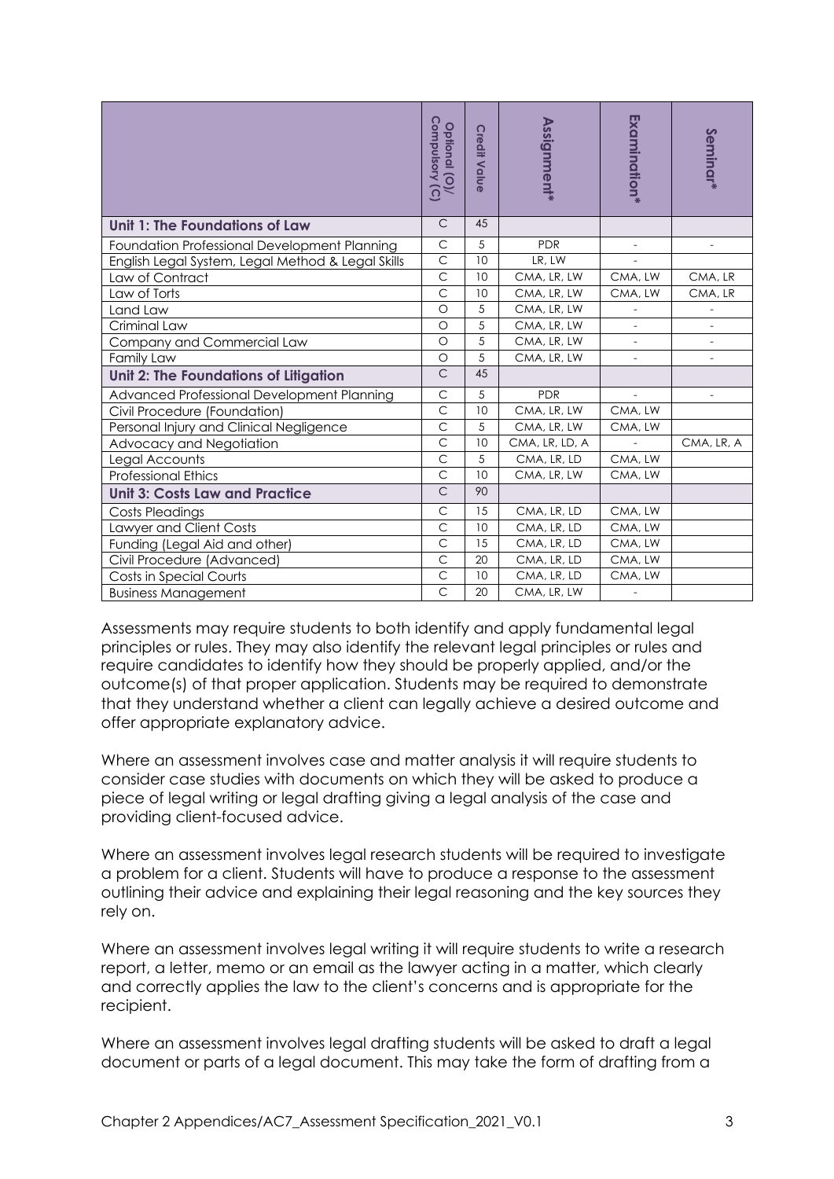| | Optional (O)/ Compulsory (C) | Credit Value | Assignment* | Examination* | Seminar* |
|---|---|---|---|---|---|
| **Unit 1: The Foundations of Law** | C | 45 | | | |
| Foundation Professional Development Planning | C | 5 | PDR | - | - |
| English Legal System, Legal Method & Legal Skills | C | 10 | LR, LW | - | |
| Law of Contract | C | 10 | CMA, LR, LW | CMA, LW | CMA, LR |
| Law of Torts | C | 10 | CMA, LR, LW | CMA, LW | CMA, LR |
| Land Law | O | 5 | CMA, LR, LW | - | - |
| Criminal Law | O | 5 | CMA, LR, LW | - | - |
| Company and Commercial Law | O | 5 | CMA, LR, LW | - | - |
| Family Law | O | 5 | CMA, LR, LW | - | - |
| **Unit 2: The Foundations of Litigation** | C | 45 | | | |
| Advanced Professional Development Planning | C | 5 | PDR | - | - |
| Civil Procedure (Foundation) | C | 10 | CMA, LR, LW | CMA, LW | |
| Personal Injury and Clinical Negligence | C | 5 | CMA, LR, LW | CMA, LW | |
| Advocacy and Negotiation | C | 10 | CMA, LR, LD, A | - | CMA, LR, A |
| Legal Accounts | C | 5 | CMA, LR, LD | CMA, LW | |
| Professional Ethics | C | 10 | CMA, LR, LW | CMA, LW | |
| **Unit 3: Costs Law and Practice** | C | 90 | | | |
| Costs Pleadings | C | 15 | CMA, LR, LD | CMA, LW | |
| Lawyer and Client Costs | C | 10 | CMA, LR, LD | CMA, LW | |
| Funding (Legal Aid and other) | C | 15 | CMA, LR, LD | CMA, LW | |
| Civil Procedure (Advanced) | C | 20 | CMA, LR, LD | CMA, LW | |
| Costs in Special Courts | C | 10 | CMA, LR, LD | CMA, LW | |
| Business Management | C | 20 | CMA, LR, LW | - | |

Assessments may require students to both identify and apply fundamental legal principles or rules. They may also identify the relevant legal principles or rules and require candidates to identify how they should be properly applied, and/or the outcome(s) of that proper application. Students may be required to demonstrate that they understand whether a client can legally achieve a desired outcome and offer appropriate explanatory advice.

Where an assessment involves case and matter analysis it will require students to consider case studies with documents on which they will be asked to produce a piece of legal writing or legal drafting giving a legal analysis of the case and providing client-focused advice.

Where an assessment involves legal research students will be required to investigate a problem for a client. Students will have to produce a response to the assessment outlining their advice and explaining their legal reasoning and the key sources they rely on.

Where an assessment involves legal writing it will require students to write a research report, a letter, memo or an email as the lawyer acting in a matter, which clearly and correctly applies the law to the client's concerns and is appropriate for the recipient.

Where an assessment involves legal drafting students will be asked to draft a legal document or parts of a legal document. This may take the form of drafting from a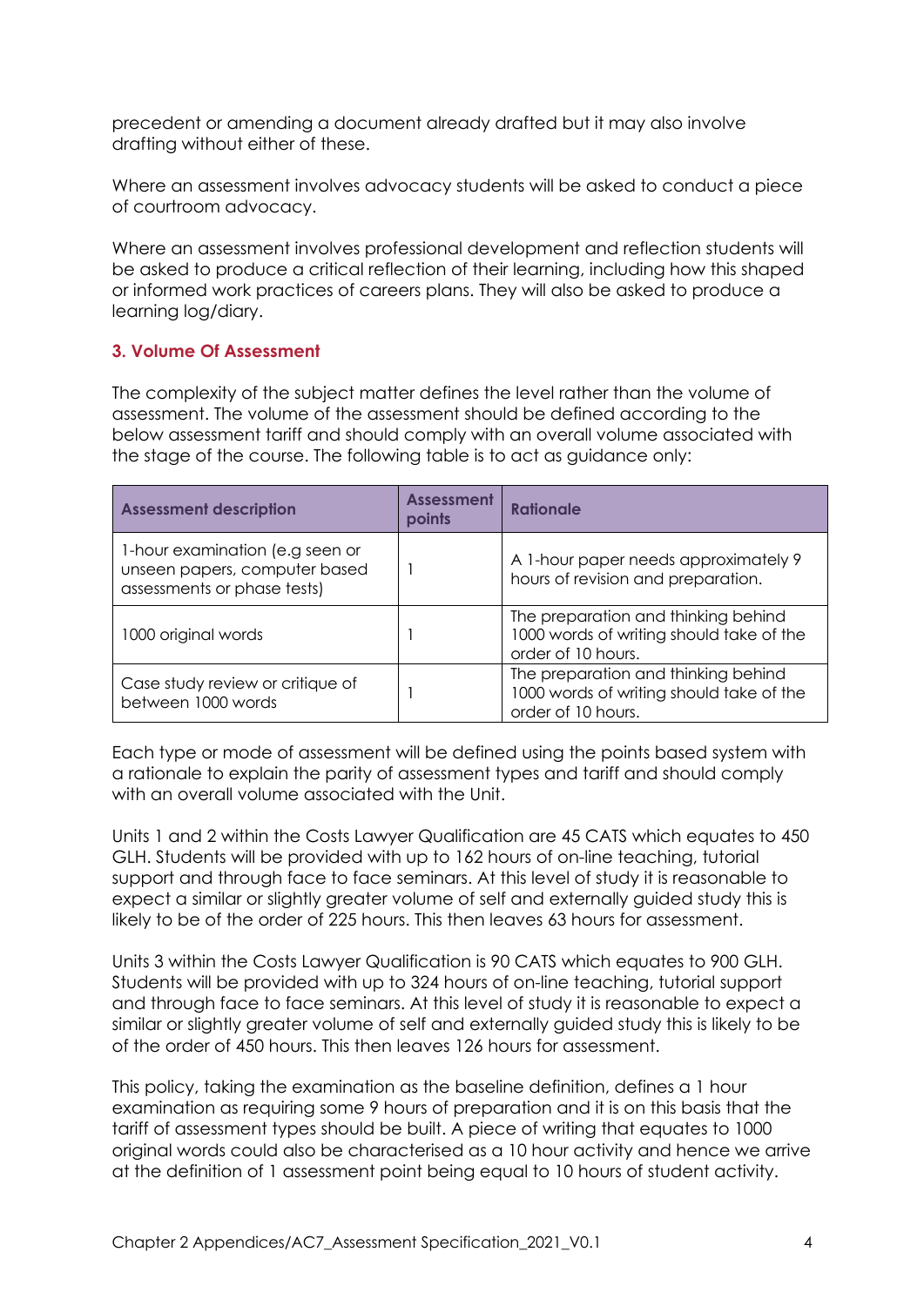precedent or amending a document already drafted but it may also involve drafting without either of these.

Where an assessment involves advocacy students will be asked to conduct a piece of courtroom advocacy.

Where an assessment involves professional development and reflection students will be asked to produce a critical reflection of their learning, including how this shaped or informed work practices of careers plans. They will also be asked to produce a learning log/diary.

### 3. Volume Of Assessment

The complexity of the subject matter defines the level rather than the volume of assessment. The volume of the assessment should be defined according to the below assessment tariff and should comply with an overall volume associated with the stage of the course. The following table is to act as guidance only:

| Assessment description | Assessment points | Rationale |
|---|---|---|
| 1-hour examination (e.g seen or unseen papers, computer based assessments or phase tests) | 1 | A 1-hour paper needs approximately 9 hours of revision and preparation. |
| 1000 original words | 1 | The preparation and thinking behind 1000 words of writing should take of the order of 10 hours. |
| Case study review or critique of between 1000 words | 1 | The preparation and thinking behind 1000 words of writing should take of the order of 10 hours. |

Each type or mode of assessment will be defined using the points based system with a rationale to explain the parity of assessment types and tariff and should comply with an overall volume associated with the Unit.

Units 1 and 2 within the Costs Lawyer Qualification are 45 CATS which equates to 450 GLH. Students will be provided with up to 162 hours of on-line teaching, tutorial support and through face to face seminars. At this level of study it is reasonable to expect a similar or slightly greater volume of self and externally guided study this is likely to be of the order of 225 hours. This then leaves 63 hours for assessment.

Units 3 within the Costs Lawyer Qualification is 90 CATS which equates to 900 GLH. Students will be provided with up to 324 hours of on-line teaching, tutorial support and through face to face seminars. At this level of study it is reasonable to expect a similar or slightly greater volume of self and externally guided study this is likely to be of the order of 450 hours. This then leaves 126 hours for assessment.

This policy, taking the examination as the baseline definition, defines a 1 hour examination as requiring some 9 hours of preparation and it is on this basis that the tariff of assessment types should be built. A piece of writing that equates to 1000 original words could also be characterised as a 10 hour activity and hence we arrive at the definition of 1 assessment point being equal to 10 hours of student activity.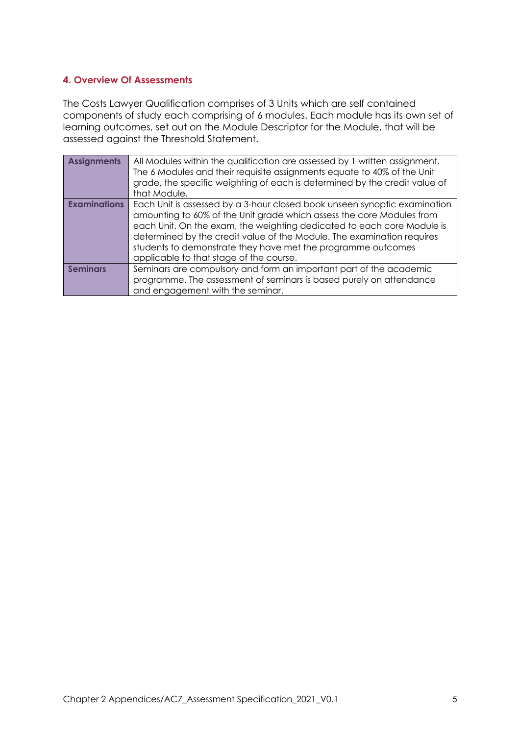### 4. Overview Of Assessments

The Costs Lawyer Qualification comprises of 3 Units which are self contained components of study each comprising of 6 modules. Each module has its own set of learning outcomes, set out on the Module Descriptor for the Module, that will be assessed against the Threshold Statement.

| | |
|---|---|
| **Assignments** | All Modules within the qualification are assessed by 1 written assignment. The 6 Modules and their requisite assignments equate to 40% of the Unit grade, the specific weighting of each is determined by the credit value of that Module. |
| **Examinations** | Each Unit is assessed by a 3-hour closed book unseen synoptic examination amounting to 60% of the Unit grade which assess the core Modules from each Unit. On the exam, the weighting dedicated to each core Module is determined by the credit value of the Module. The examination requires students to demonstrate they have met the programme outcomes applicable to that stage of the course. |
| **Seminars** | Seminars are compulsory and form an important part of the academic programme. The assessment of seminars is based purely on attendance and engagement with the seminar. |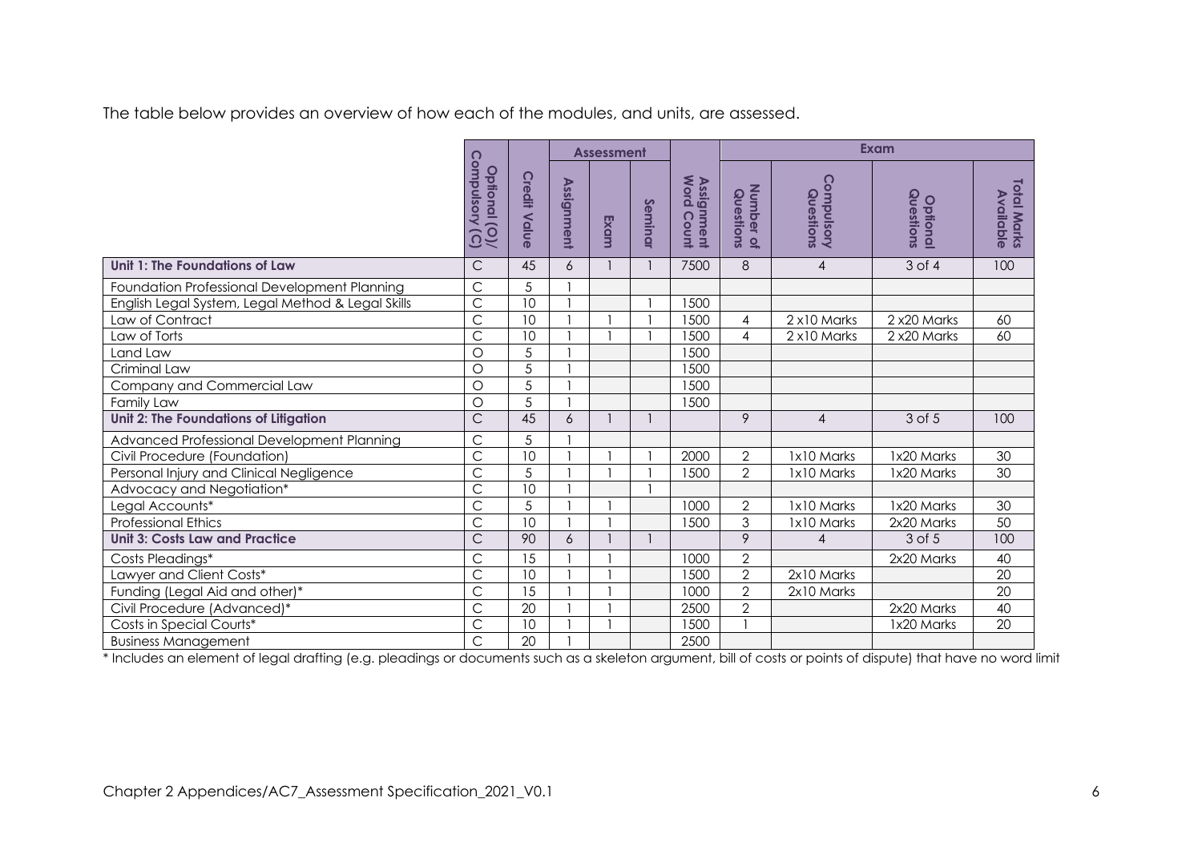The table below provides an overview of how each of the modules, and units, are assessed.

| | Optional (O)/ Compulsory (C) | Credit Value | Assessment | | | Assignment Word Count | Exam | | | |
|---|---|---|---|---|---|---|---|---|---|---|
| | | | Assignment | Exam | Seminar | | Number of Questions | Compulsory Questions | Optional Questions | Total Marks Available |
| **Unit 1: The Foundations of Law** | C | 45 | 6 | 1 | 1 | 7500 | 8 | 4 | 3 of 4 | 100 |
| Foundation Professional Development Planning | C | 5 | 1 | | | | | | | |
| English Legal System, Legal Method & Legal Skills | C | 10 | 1 | | 1 | 1500 | | | | |
| Law of Contract | C | 10 | 1 | 1 | 1 | 1500 | 4 | 2 x10 Marks | 2 x20 Marks | 60 |
| Law of Torts | C | 10 | 1 | 1 | 1 | 1500 | 4 | 2 x10 Marks | 2 x20 Marks | 60 |
| Land Law | O | 5 | 1 | | | 1500 | | | | |
| Criminal Law | O | 5 | 1 | | | 1500 | | | | |
| Company and Commercial Law | O | 5 | 1 | | | 1500 | | | | |
| Family Law | O | 5 | 1 | | | 1500 | | | | |
| **Unit 2: The Foundations of Litigation** | C | 45 | 6 | 1 | 1 | | 9 | 4 | 3 of 5 | 100 |
| Advanced Professional Development Planning | C | 5 | 1 | | | | | | | |
| Civil Procedure (Foundation) | C | 10 | 1 | 1 | 1 | 2000 | 2 | 1x10 Marks | 1x20 Marks | 30 |
| Personal Injury and Clinical Negligence | C | 5 | 1 | 1 | 1 | 1500 | 2 | 1x10 Marks | 1x20 Marks | 30 |
| Advocacy and Negotiation* | C | 10 | 1 | | 1 | | | | | |
| Legal Accounts* | C | 5 | 1 | 1 | | 1000 | 2 | 1x10 Marks | 1x20 Marks | 30 |
| Professional Ethics | C | 10 | 1 | 1 | | 1500 | 3 | 1x10 Marks | 2x20 Marks | 50 |
| **Unit 3: Costs Law and Practice** | C | 90 | 6 | 1 | 1 | | 9 | 4 | 3 of 5 | 100 |
| Costs Pleadings* | C | 15 | 1 | 1 | | 1000 | 2 | | 2x20 Marks | 40 |
| Lawyer and Client Costs* | C | 10 | 1 | 1 | | 1500 | 2 | 2x10 Marks | | 20 |
| Funding (Legal Aid and other)* | C | 15 | 1 | 1 | | 1000 | 2 | 2x10 Marks | | 20 |
| Civil Procedure (Advanced)* | C | 20 | 1 | 1 | | 2500 | 2 | | 2x20 Marks | 40 |
| Costs in Special Courts* | C | 10 | 1 | 1 | | 1500 | 1 | | 1x20 Marks | 20 |
| Business Management | C | 20 | 1 | | | 2500 | | | | |

* Includes an element of legal drafting (e.g. pleadings or documents such as a skeleton argument, bill of costs or points of dispute) that have no word limit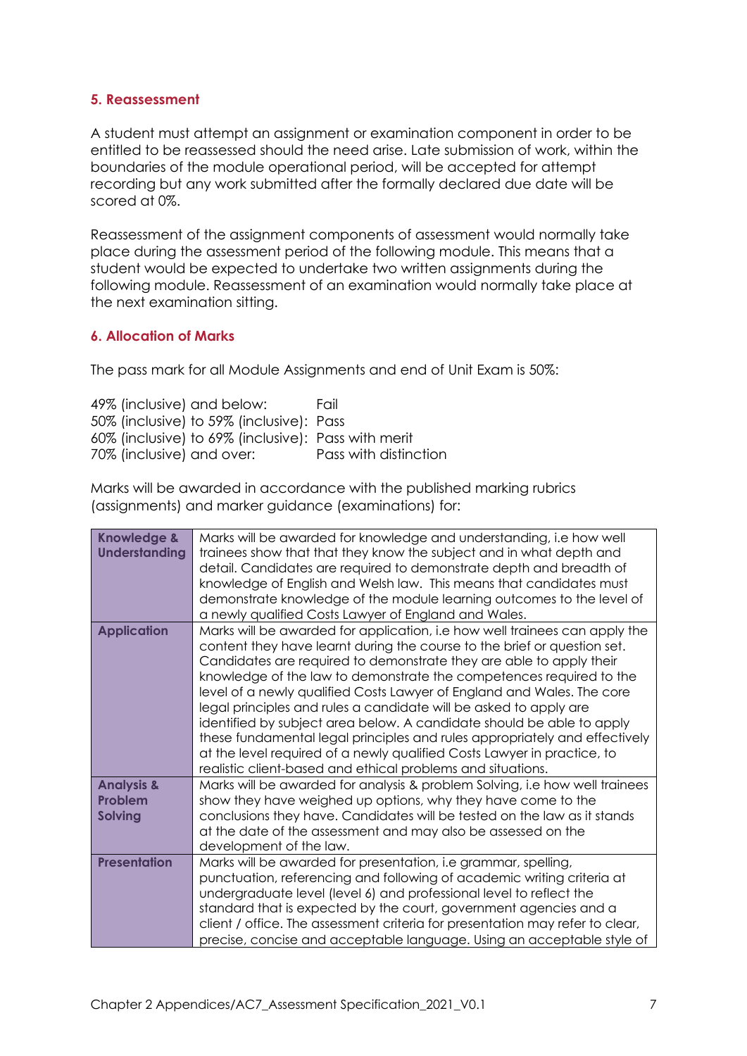## 5. Reassessment

A student must attempt an assignment or examination component in order to be entitled to be reassessed should the need arise. Late submission of work, within the boundaries of the module operational period, will be accepted for attempt recording but any work submitted after the formally declared due date will be scored at 0%.

Reassessment of the assignment components of assessment would normally take place during the assessment period of the following module. This means that a student would be expected to undertake two written assignments during the following module. Reassessment of an examination would normally take place at the next examination sitting.

## 6. Allocation of Marks

The pass mark for all Module Assignments and end of Unit Exam is 50%:

49% (inclusive) and below: Fail
50% (inclusive) to 59% (inclusive): Pass
60% (inclusive) to 69% (inclusive): Pass with merit
70% (inclusive) and over: Pass with distinction

Marks will be awarded in accordance with the published marking rubrics (assignments) and marker guidance (examinations) for:

| | |
|---|---|
| **Knowledge & Understanding** | Marks will be awarded for knowledge and understanding, i.e how well trainees show that that they know the subject and in what depth and detail. Candidates are required to demonstrate depth and breadth of knowledge of English and Welsh law. This means that candidates must demonstrate knowledge of the module learning outcomes to the level of a newly qualified Costs Lawyer of England and Wales. |
| **Application** | Marks will be awarded for application, i.e how well trainees can apply the content they have learnt during the course to the brief or question set. Candidates are required to demonstrate they are able to apply their knowledge of the law to demonstrate the competences required to the level of a newly qualified Costs Lawyer of England and Wales. The core legal principles and rules a candidate will be asked to apply are identified by subject area below. A candidate should be able to apply these fundamental legal principles and rules appropriately and effectively at the level required of a newly qualified Costs Lawyer in practice, to realistic client-based and ethical problems and situations. |
| **Analysis & Problem Solving** | Marks will be awarded for analysis & problem Solving, i.e how well trainees show they have weighed up options, why they have come to the conclusions they have. Candidates will be tested on the law as it stands at the date of the assessment and may also be assessed on the development of the law. |
| **Presentation** | Marks will be awarded for presentation, i.e grammar, spelling, punctuation, referencing and following of academic writing criteria at undergraduate level (level 6) and professional level to reflect the standard that is expected by the court, government agencies and a client / office. The assessment criteria for presentation may refer to clear, precise, concise and acceptable language. Using an acceptable style of |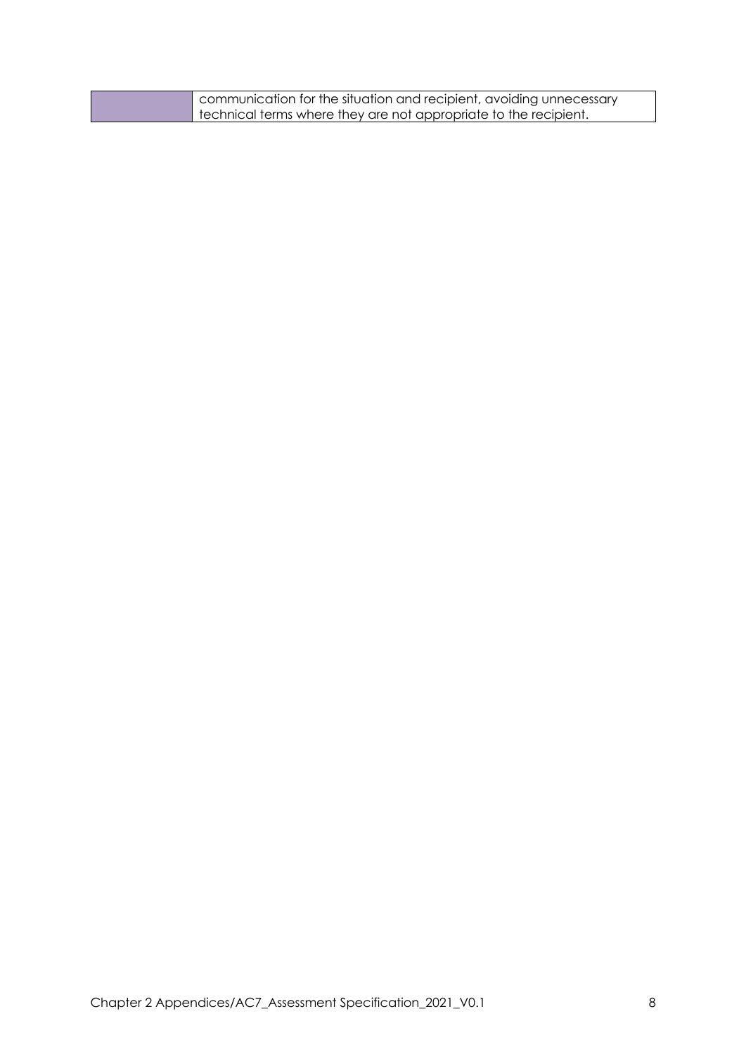| | |
|---|---|
| | communication for the situation and recipient, avoiding unnecessary technical terms where they are not appropriate to the recipient. |